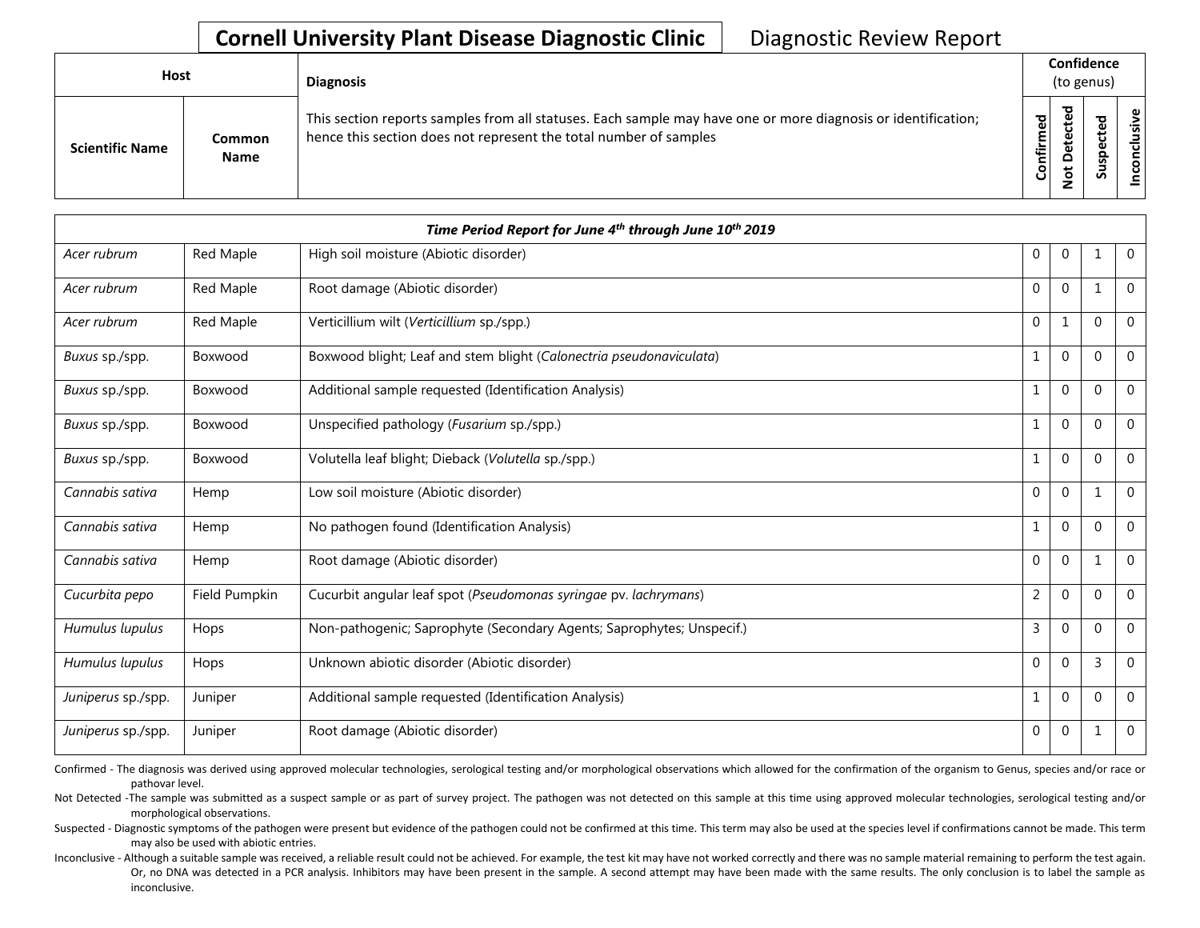# Cornell University Plant Disease Diagnostic Clinic

Diagnostic Review Report

| Host | | Diagnosis | Confidence (to genus) | | | |
|---|---|---|---|---|---|---|
| Scientific Name | Common Name | This section reports samples from all statuses. Each sample may have one or more diagnosis or identification; hence this section does not represent the total number of samples | Confirmed | Not Detected | Suspected | Inconclusive |
| ***Time Period Report for June 4th through June 10th 2019*** | | | | | | |
| *Acer rubrum* | Red Maple | High soil moisture (Abiotic disorder) | 0 | 0 | 1 | 0 |
| *Acer rubrum* | Red Maple | Root damage (Abiotic disorder) | 0 | 0 | 1 | 0 |
| *Acer rubrum* | Red Maple | Verticillium wilt (*Verticillium* sp./spp.) | 0 | 1 | 0 | 0 |
| *Buxus* sp./spp. | Boxwood | Boxwood blight; Leaf and stem blight (*Calonectria pseudonaviculata*) | 1 | 0 | 0 | 0 |
| *Buxus* sp./spp. | Boxwood | Additional sample requested (Identification Analysis) | 1 | 0 | 0 | 0 |
| *Buxus* sp./spp. | Boxwood | Unspecified pathology (*Fusarium* sp./spp.) | 1 | 0 | 0 | 0 |
| *Buxus* sp./spp. | Boxwood | Volutella leaf blight; Dieback (*Volutella* sp./spp.) | 1 | 0 | 0 | 0 |
| *Cannabis sativa* | Hemp | Low soil moisture (Abiotic disorder) | 0 | 0 | 1 | 0 |
| *Cannabis sativa* | Hemp | No pathogen found (Identification Analysis) | 1 | 0 | 0 | 0 |
| *Cannabis sativa* | Hemp | Root damage (Abiotic disorder) | 0 | 0 | 1 | 0 |
| *Cucurbita pepo* | Field Pumpkin | Cucurbit angular leaf spot (*Pseudomonas syringae* pv. *lachrymans*) | 2 | 0 | 0 | 0 |
| *Humulus lupulus* | Hops | Non-pathogenic; Saprophyte (Secondary Agents; Saprophytes; Unspecif.) | 3 | 0 | 0 | 0 |
| *Humulus lupulus* | Hops | Unknown abiotic disorder (Abiotic disorder) | 0 | 0 | 3 | 0 |
| *Juniperus* sp./spp. | Juniper | Additional sample requested (Identification Analysis) | 1 | 0 | 0 | 0 |
| *Juniperus* sp./spp. | Juniper | Root damage (Abiotic disorder) | 0 | 0 | 1 | 0 |

Confirmed - The diagnosis was derived using approved molecular technologies, serological testing and/or morphological observations which allowed for the confirmation of the organism to Genus, species and/or race or pathovar level.

Not Detected -The sample was submitted as a suspect sample or as part of survey project. The pathogen was not detected on this sample at this time using approved molecular technologies, serological testing and/or morphological observations.

Suspected - Diagnostic symptoms of the pathogen were present but evidence of the pathogen could not be confirmed at this time. This term may also be used at the species level if confirmations cannot be made. This term may also be used with abiotic entries.

Inconclusive - Although a suitable sample was received, a reliable result could not be achieved. For example, the test kit may have not worked correctly and there was no sample material remaining to perform the test again. Or, no DNA was detected in a PCR analysis. Inhibitors may have been present in the sample. A second attempt may have been made with the same results. The only conclusion is to label the sample as inconclusive.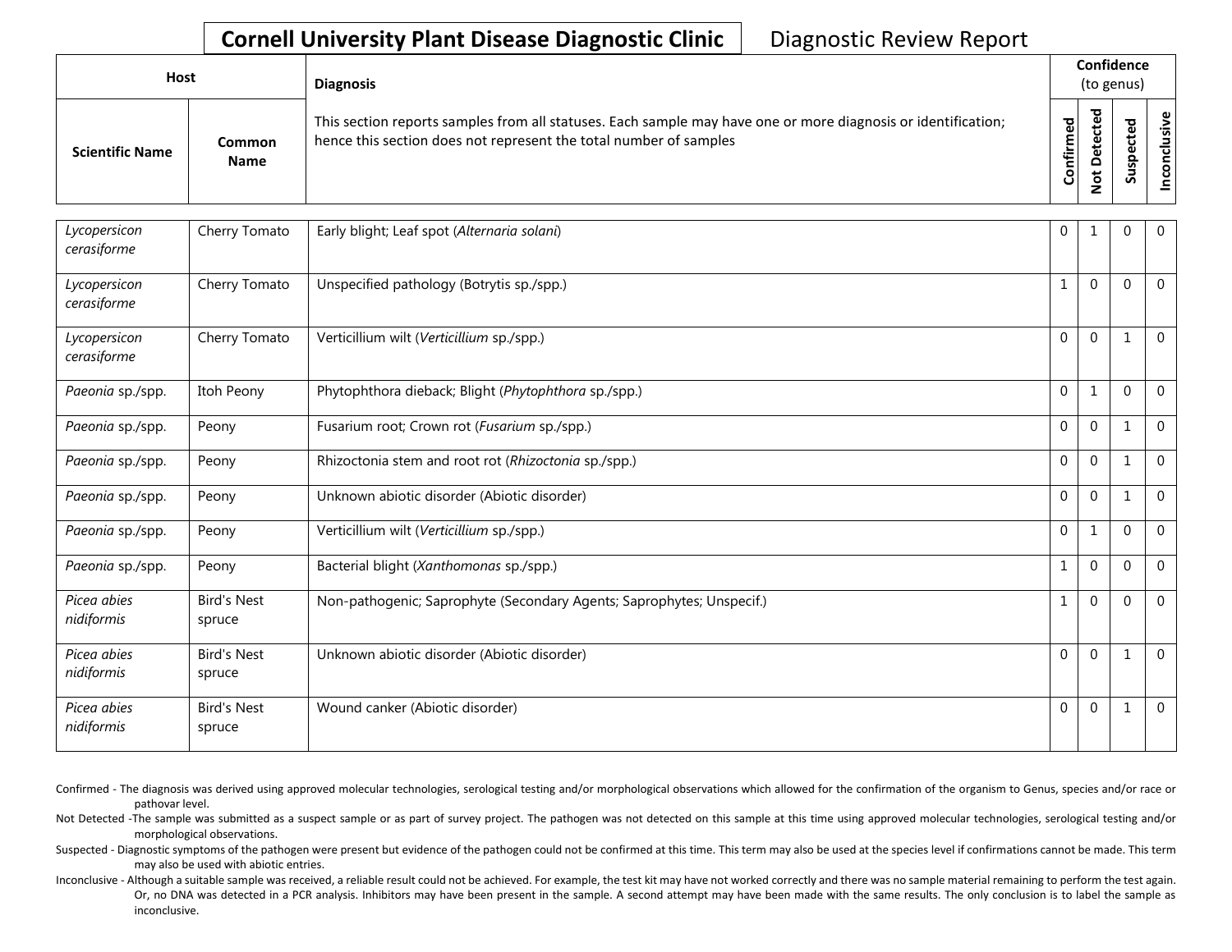**Cornell University Plant Disease Diagnostic Clinic** Diagnostic Review Report

| Host | | Diagnosis | Confidence (to genus) | | | |
|---|---|---|---|---|---|---|
| Scientific Name | Common Name | This section reports samples from all statuses. Each sample may have one or more diagnosis or identification; hence this section does not represent the total number of samples | Confirmed | Not Detected | Suspected | Inconclusive |
| *Lycopersicon cerasiforme* | Cherry Tomato | Early blight; Leaf spot (*Alternaria solani*) | 0 | 1 | 0 | 0 |
| *Lycopersicon cerasiforme* | Cherry Tomato | Unspecified pathology (Botrytis sp./spp.) | 1 | 0 | 0 | 0 |
| *Lycopersicon cerasiforme* | Cherry Tomato | Verticillium wilt (*Verticillium* sp./spp.) | 0 | 0 | 1 | 0 |
| *Paeonia* sp./spp. | Itoh Peony | Phytophthora dieback; Blight (*Phytophthora* sp./spp.) | 0 | 1 | 0 | 0 |
| *Paeonia* sp./spp. | Peony | Fusarium root; Crown rot (*Fusarium* sp./spp.) | 0 | 0 | 1 | 0 |
| *Paeonia* sp./spp. | Peony | Rhizoctonia stem and root rot (*Rhizoctonia* sp./spp.) | 0 | 0 | 1 | 0 |
| *Paeonia* sp./spp. | Peony | Unknown abiotic disorder (Abiotic disorder) | 0 | 0 | 1 | 0 |
| *Paeonia* sp./spp. | Peony | Verticillium wilt (*Verticillium* sp./spp.) | 0 | 1 | 0 | 0 |
| *Paeonia* sp./spp. | Peony | Bacterial blight (*Xanthomonas* sp./spp.) | 1 | 0 | 0 | 0 |
| *Picea abies nidiformis* | Bird's Nest spruce | Non-pathogenic; Saprophyte (Secondary Agents; Saprophytes; Unspecif.) | 1 | 0 | 0 | 0 |
| *Picea abies nidiformis* | Bird's Nest spruce | Unknown abiotic disorder (Abiotic disorder) | 0 | 0 | 1 | 0 |
| *Picea abies nidiformis* | Bird's Nest spruce | Wound canker (Abiotic disorder) | 0 | 0 | 1 | 0 |

Confirmed - The diagnosis was derived using approved molecular technologies, serological testing and/or morphological observations which allowed for the confirmation of the organism to Genus, species and/or race or pathovar level.

Not Detected -The sample was submitted as a suspect sample or as part of survey project. The pathogen was not detected on this sample at this time using approved molecular technologies, serological testing and/or morphological observations.

Suspected - Diagnostic symptoms of the pathogen were present but evidence of the pathogen could not be confirmed at this time. This term may also be used at the species level if confirmations cannot be made. This term may also be used with abiotic entries.

Inconclusive - Although a suitable sample was received, a reliable result could not be achieved. For example, the test kit may have not worked correctly and there was no sample material remaining to perform the test again. Or, no DNA was detected in a PCR analysis. Inhibitors may have been present in the sample. A second attempt may have been made with the same results. The only conclusion is to label the sample as inconclusive.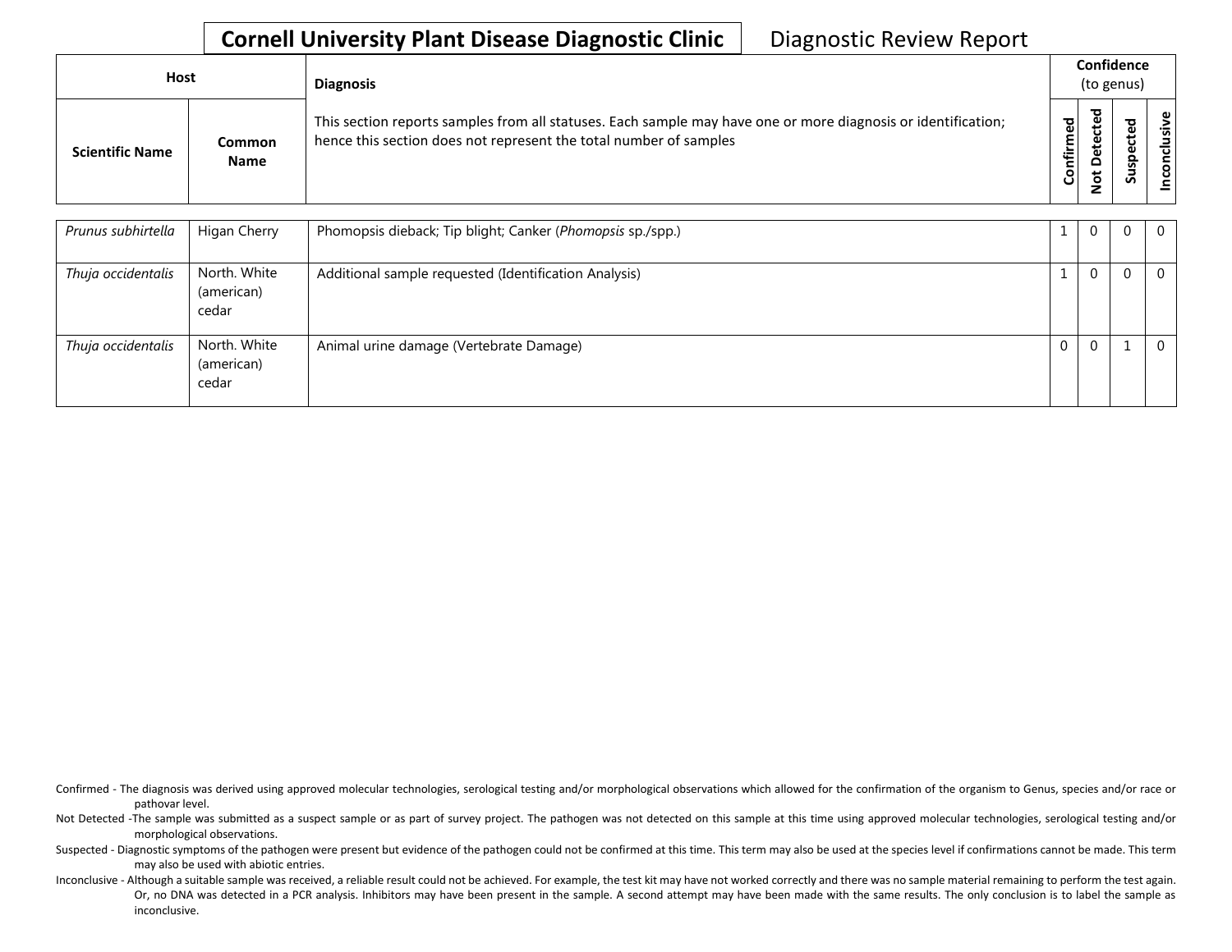**Cornell University Plant Disease Diagnostic Clinic** Diagnostic Review Report

| Host | | Diagnosis | Confidence (to genus) | | | |
|---|---|---|---|---|---|---|
| Scientific Name | Common Name | This section reports samples from all statuses. Each sample may have one or more diagnosis or identification; hence this section does not represent the total number of samples | Confirmed | Not Detected | Suspected | Inconclusive |
| *Prunus subhirtella* | Higan Cherry | Phomopsis dieback; Tip blight; Canker (*Phomopsis* sp./spp.) | 1 | 0 | 0 | 0 |
| *Thuja occidentalis* | North. White (american) cedar | Additional sample requested (Identification Analysis) | 1 | 0 | 0 | 0 |
| *Thuja occidentalis* | North. White (american) cedar | Animal urine damage (Vertebrate Damage) | 0 | 0 | 1 | 0 |

Confirmed - The diagnosis was derived using approved molecular technologies, serological testing and/or morphological observations which allowed for the confirmation of the organism to Genus, species and/or race or pathovar level.

Not Detected -The sample was submitted as a suspect sample or as part of survey project. The pathogen was not detected on this sample at this time using approved molecular technologies, serological testing and/or morphological observations.

Suspected - Diagnostic symptoms of the pathogen were present but evidence of the pathogen could not be confirmed at this time. This term may also be used at the species level if confirmations cannot be made. This term may also be used with abiotic entries.

Inconclusive - Although a suitable sample was received, a reliable result could not be achieved. For example, the test kit may have not worked correctly and there was no sample material remaining to perform the test again. Or, no DNA was detected in a PCR analysis. Inhibitors may have been present in the sample. A second attempt may have been made with the same results. The only conclusion is to label the sample as inconclusive.